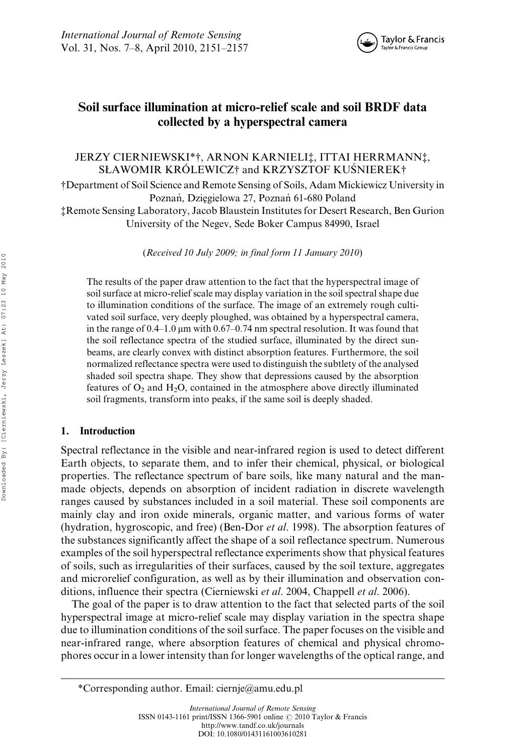# Soil surface illumination at micro-relief scale and soil BRDF data collected by a hyperspectral camera

JERZY CIERNIEWSKI*†, ARNON KARNIELI‡, ITTAI HERRMANN‡, SŁAWOMIR KRÓLEWICZ† and KRZYSZTOF KUŚNIEREK†

†Department of Soil Science and Remote Sensing of Soils, Adam Mickiewicz University in Poznań, Dzięgielowa 27, Poznań 61-680 Poland

‡Remote Sensing Laboratory, Jacob Blaustein Institutes for Desert Research, Ben Gurion University of the Negev, Sede Boker Campus 84990, Israel

(*Received 10 July 2009; in final form 11 January 2010*)

The results of the paper draw attention to the fact that the hyperspectral image of soil surface at micro-relief scale may display variation in the soil spectral shape due to illumination conditions of the surface. The image of an extremely rough cultivated soil surface, very deeply ploughed, was obtained by a hyperspectral camera, in the range of 0.4–1.0 μm with 0.67–0.74 nm spectral resolution. It was found that the soil reflectance spectra of the studied surface, illuminated by the direct sunbeams, are clearly convex with distinct absorption features. Furthermore, the soil normalized reflectance spectra were used to distinguish the subtlety of the analysed shaded soil spectra shape. They show that depressions caused by the absorption features of $O_2$ and $H_2O$, contained in the atmosphere above directly illuminated soil fragments, transform into peaks, if the same soil is deeply shaded.

## 1. Introduction

Spectral reflectance in the visible and near-infrared region is used to detect different Earth objects, to separate them, and to infer their chemical, physical, or biological properties. The reflectance spectrum of bare soils, like many natural and the man-made objects, depends on absorption of incident radiation in discrete wavelength ranges caused by substances included in a soil material. These soil components are mainly clay and iron oxide minerals, organic matter, and various forms of water (hydration, hygroscopic, and free) (Ben-Dor *et al*. 1998). The absorption features of the substances significantly affect the shape of a soil reflectance spectrum. Numerous examples of the soil hyperspectral reflectance experiments show that physical features of soils, such as irregularities of their surfaces, caused by the soil texture, aggregates and microrelief configuration, as well as by their illumination and observation conditions, influence their spectra (Cierniewski *et al*. 2004, Chappell *et al*. 2006).

The goal of the paper is to draw attention to the fact that selected parts of the soil hyperspectral image at micro-relief scale may display variation in the spectra shape due to illumination conditions of the soil surface. The paper focuses on the visible and near-infrared range, where absorption features of chemical and physical chromophores occur in a lower intensity than for longer wavelengths of the optical range, and

*Corresponding author. Email: ciernje@amu.edu.pl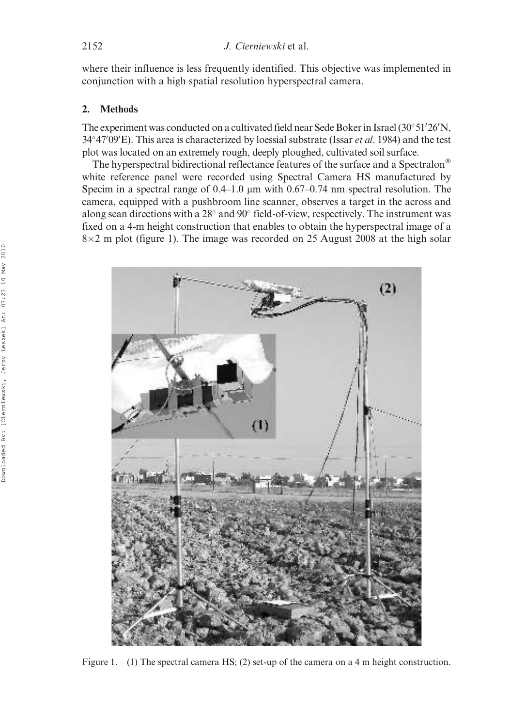where their influence is less frequently identified. This objective was implemented in conjunction with a high spatial resolution hyperspectral camera.

## 2. Methods

The experiment was conducted on a cultivated field near Sede Boker in Israel (30°51′26′N, 34°47′09′E). This area is characterized by loessial substrate (Issar *et al*. 1984) and the test plot was located on an extremely rough, deeply ploughed, cultivated soil surface.

The hyperspectral bidirectional reflectance features of the surface and a Spectralon® white reference panel were recorded using Spectral Camera HS manufactured by Specim in a spectral range of 0.4–1.0 μm with 0.67–0.74 nm spectral resolution. The camera, equipped with a pushbroom line scanner, observes a target in the across and along scan directions with a 28° and 90° field-of-view, respectively. The instrument was fixed on a 4-m height construction that enables to obtain the hyperspectral image of a 8×2 m plot (figure 1). The image was recorded on 25 August 2008 at the high solar

Figure 1. (1) The spectral camera HS; (2) set-up of the camera on a 4 m height construction.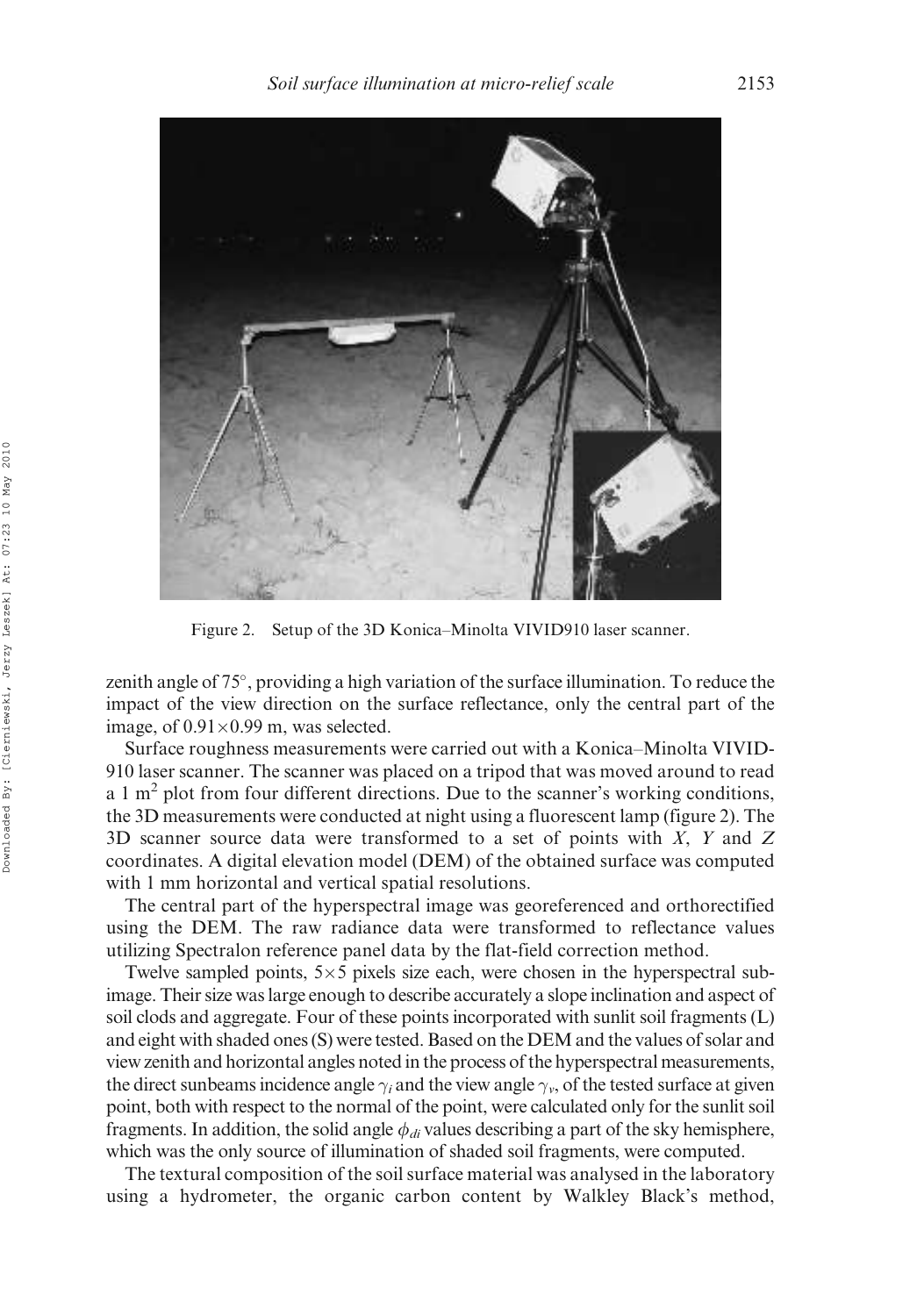Figure 2. Setup of the 3D Konica–Minolta VIVID910 laser scanner.

zenith angle of 75°, providing a high variation of the surface illumination. To reduce the impact of the view direction on the surface reflectance, only the central part of the image, of $0.91 \times 0.99$ m, was selected.

Surface roughness measurements were carried out with a Konica–Minolta VIVID-910 laser scanner. The scanner was placed on a tripod that was moved around to read a 1 $m^2$ plot from four different directions. Due to the scanner's working conditions, the 3D measurements were conducted at night using a fluorescent lamp (figure 2). The 3D scanner source data were transformed to a set of points with $X$, $Y$ and $Z$ coordinates. A digital elevation model (DEM) of the obtained surface was computed with 1 mm horizontal and vertical spatial resolutions.

The central part of the hyperspectral image was georeferenced and orthorectified using the DEM. The raw radiance data were transformed to reflectance values utilizing Spectralon reference panel data by the flat-field correction method.

Twelve sampled points, $5 \times 5$ pixels size each, were chosen in the hyperspectral sub-image. Their size was large enough to describe accurately a slope inclination and aspect of soil clods and aggregate. Four of these points incorporated with sunlit soil fragments (L) and eight with shaded ones (S) were tested. Based on the DEM and the values of solar and view zenith and horizontal angles noted in the process of the hyperspectral measurements, the direct sunbeams incidence angle $\gamma_i$ and the view angle $\gamma_v$, of the tested surface at given point, both with respect to the normal of the point, were calculated only for the sunlit soil fragments. In addition, the solid angle $\phi_{di}$ values describing a part of the sky hemisphere, which was the only source of illumination of shaded soil fragments, were computed.

The textural composition of the soil surface material was analysed in the laboratory using a hydrometer, the organic carbon content by Walkley Black's method,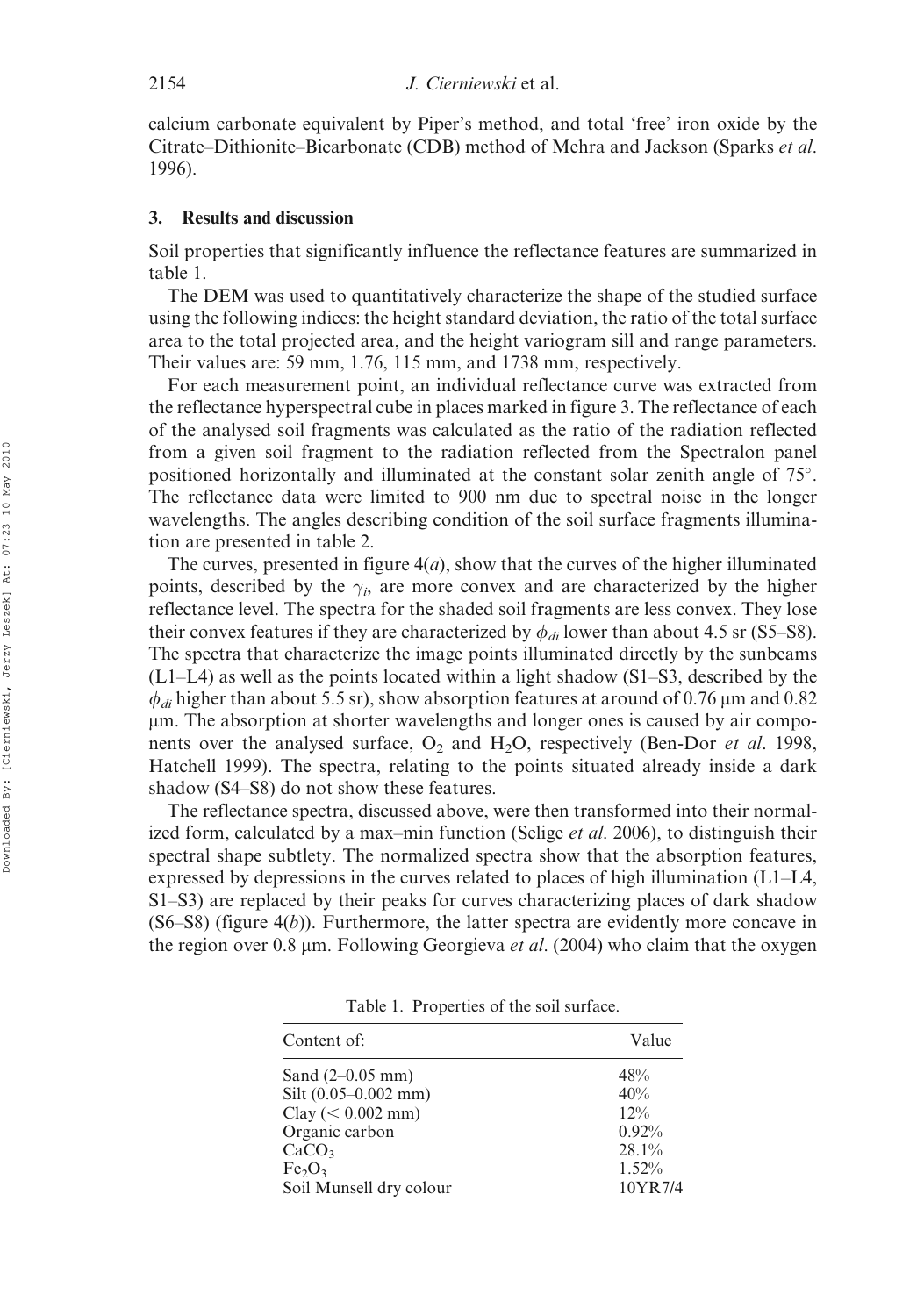calcium carbonate equivalent by Piper's method, and total 'free' iron oxide by the Citrate–Dithionite–Bicarbonate (CDB) method of Mehra and Jackson (Sparks *et al*. 1996).

## 3. Results and discussion

Soil properties that significantly influence the reflectance features are summarized in table 1.

The DEM was used to quantitatively characterize the shape of the studied surface using the following indices: the height standard deviation, the ratio of the total surface area to the total projected area, and the height variogram sill and range parameters. Their values are: 59 mm, 1.76, 115 mm, and 1738 mm, respectively.

For each measurement point, an individual reflectance curve was extracted from the reflectance hyperspectral cube in places marked in figure 3. The reflectance of each of the analysed soil fragments was calculated as the ratio of the radiation reflected from a given soil fragment to the radiation reflected from the Spectralon panel positioned horizontally and illuminated at the constant solar zenith angle of 75°. The reflectance data were limited to 900 nm due to spectral noise in the longer wavelengths. The angles describing condition of the soil surface fragments illumination are presented in table 2.

The curves, presented in figure 4(*a*), show that the curves of the higher illuminated points, described by the $\gamma_i$, are more convex and are characterized by the higher reflectance level. The spectra for the shaded soil fragments are less convex. They lose their convex features if they are characterized by $\phi_{di}$ lower than about 4.5 sr (S5–S8). The spectra that characterize the image points illuminated directly by the sunbeams (L1–L4) as well as the points located within a light shadow (S1–S3, described by the $\phi_{di}$ higher than about 5.5 sr), show absorption features at around of 0.76 μm and 0.82 μm. The absorption at shorter wavelengths and longer ones is caused by air components over the analysed surface, $O_2$ and $H_2O$, respectively (Ben-Dor *et al*. 1998, Hatchell 1999). The spectra, relating to the points situated already inside a dark shadow (S4–S8) do not show these features.

The reflectance spectra, discussed above, were then transformed into their normalized form, calculated by a max–min function (Selige *et al*. 2006), to distinguish their spectral shape subtlety. The normalized spectra show that the absorption features, expressed by depressions in the curves related to places of high illumination (L1–L4, S1–S3) are replaced by their peaks for curves characterizing places of dark shadow (S6–S8) (figure 4(*b*)). Furthermore, the latter spectra are evidently more concave in the region over 0.8 μm. Following Georgieva *et al*. (2004) who claim that the oxygen

Table 1. Properties of the soil surface.

| Content of: | Value |
|---|---|
| Sand (2–0.05 mm) | 48% |
| Silt (0.05–0.002 mm) | 40% |
| Clay (< 0.002 mm) | 12% |
| Organic carbon | 0.92% |
| $CaCO_3$ | 28.1% |
| $Fe_2O_3$ | 1.52% |
| Soil Munsell dry colour | 10YR7/4 |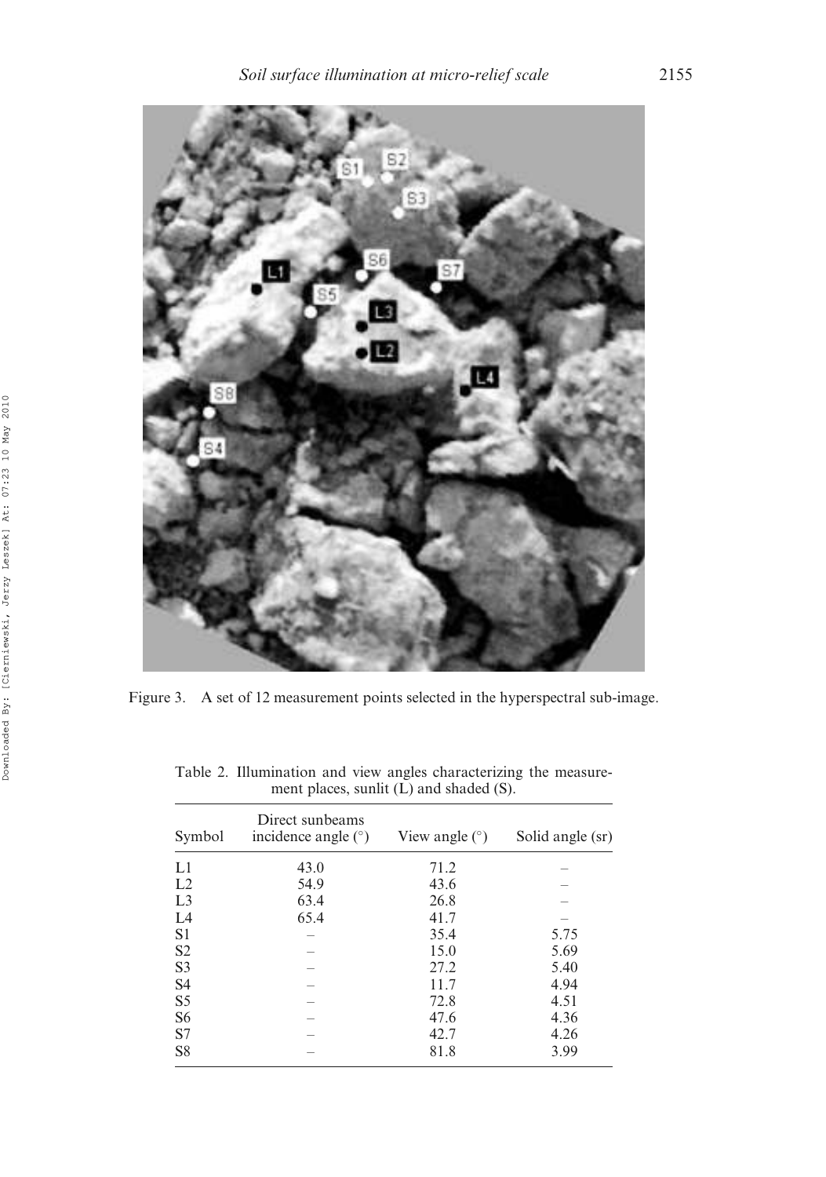Figure 3. A set of 12 measurement points selected in the hyperspectral sub-image.

Table 2. Illumination and view angles characterizing the measurement places, sunlit (L) and shaded (S).

| Symbol | Direct sunbeams incidence angle (°) | View angle (°) | Solid angle (sr) |
|---|---|---|---|
| L1 | 43.0 | 71.2 | – |
| L2 | 54.9 | 43.6 | – |
| L3 | 63.4 | 26.8 | – |
| L4 | 65.4 | 41.7 | – |
| S1 | – | 35.4 | 5.75 |
| S2 | – | 15.0 | 5.69 |
| S3 | – | 27.2 | 5.40 |
| S4 | – | 11.7 | 4.94 |
| S5 | – | 72.8 | 4.51 |
| S6 | – | 47.6 | 4.36 |
| S7 | – | 42.7 | 4.26 |
| S8 | – | 81.8 | 3.99 |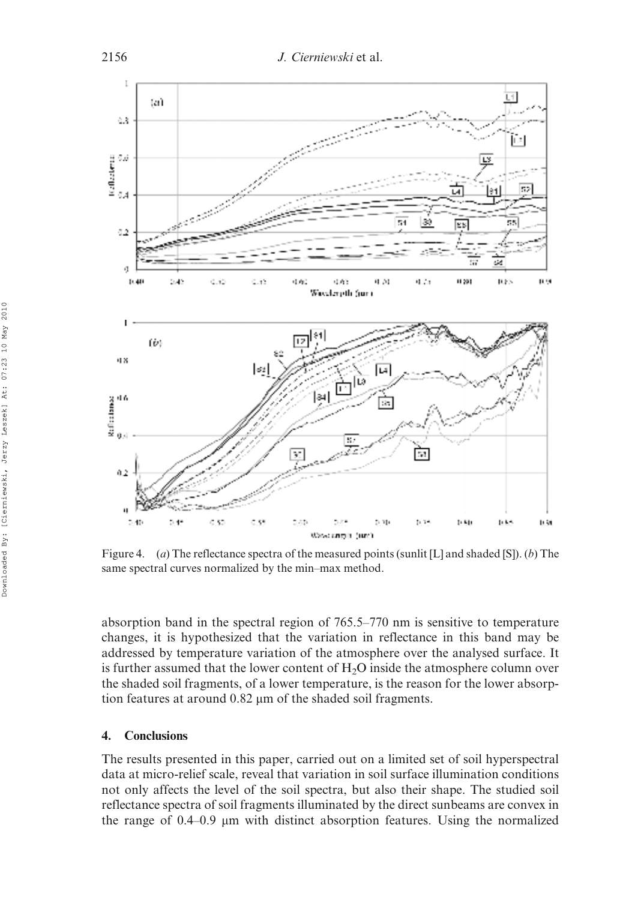Figure 4. (*a*) The reflectance spectra of the measured points (sunlit [L] and shaded [S]). (*b*) The same spectral curves normalized by the min–max method.

absorption band in the spectral region of 765.5–770 nm is sensitive to temperature changes, it is hypothesized that the variation in reflectance in this band may be addressed by temperature variation of the atmosphere over the analysed surface. It is further assumed that the lower content of $H_2O$ inside the atmosphere column over the shaded soil fragments, of a lower temperature, is the reason for the lower absorption features at around 0.82 μm of the shaded soil fragments.

## 4. Conclusions

The results presented in this paper, carried out on a limited set of soil hyperspectral data at micro-relief scale, reveal that variation in soil surface illumination conditions not only affects the level of the soil spectra, but also their shape. The studied soil reflectance spectra of soil fragments illuminated by the direct sunbeams are convex in the range of 0.4–0.9 μm with distinct absorption features. Using the normalized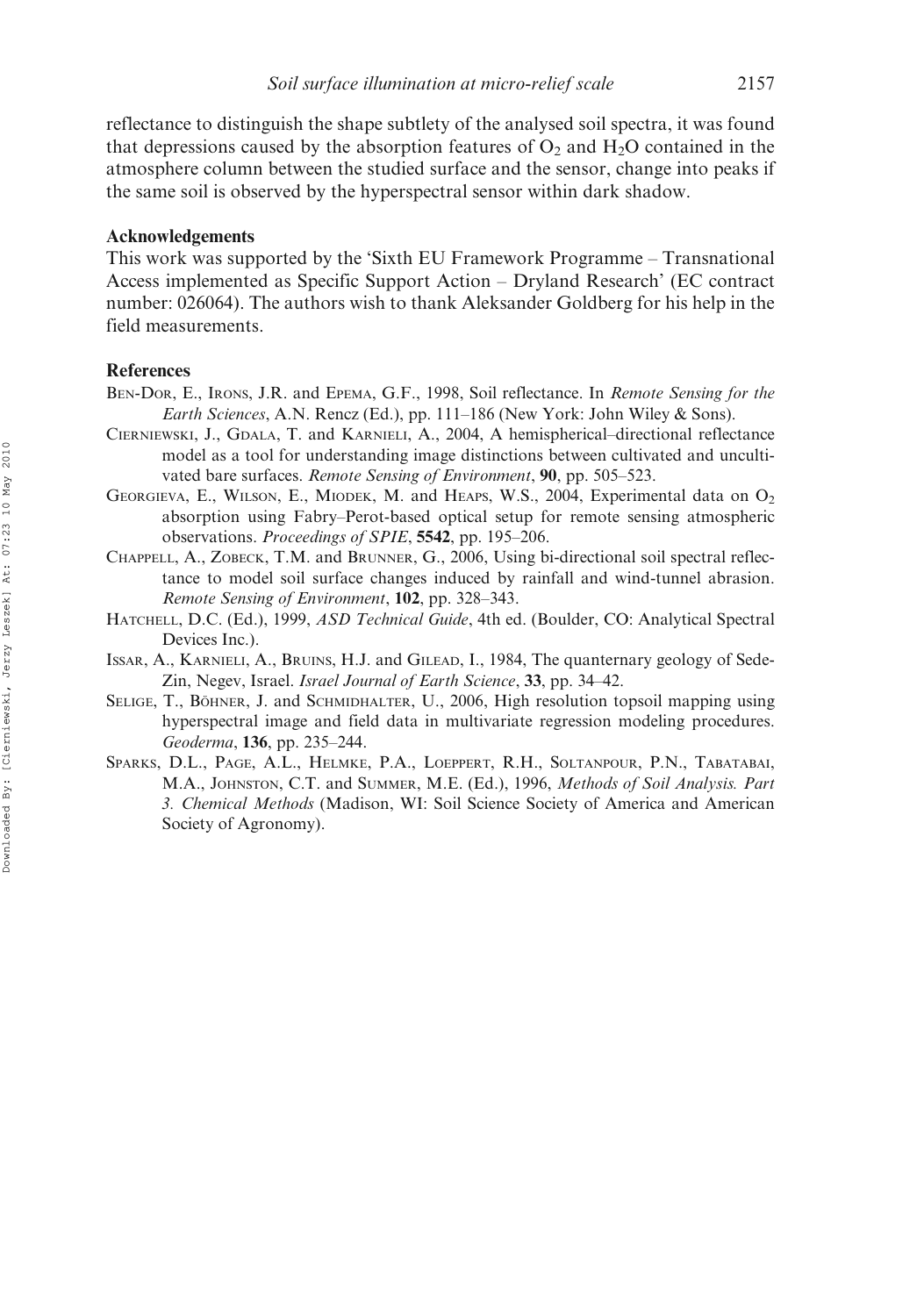reflectance to distinguish the shape subtlety of the analysed soil spectra, it was found that depressions caused by the absorption features of $O_2$ and $H_2O$ contained in the atmosphere column between the studied surface and the sensor, change into peaks if the same soil is observed by the hyperspectral sensor within dark shadow.

### Acknowledgements

This work was supported by the 'Sixth EU Framework Programme – Transnational Access implemented as Specific Support Action – Dryland Research' (EC contract number: 026064). The authors wish to thank Aleksander Goldberg for his help in the field measurements.

### References

Ben-Dor, E., Irons, J.R. and Epema, G.F., 1998, Soil reflectance. In *Remote Sensing for the Earth Sciences*, A.N. Rencz (Ed.), pp. 111–186 (New York: John Wiley & Sons).

Cierniewski, J., Gdala, T. and Karnieli, A., 2004, A hemispherical–directional reflectance model as a tool for understanding image distinctions between cultivated and uncultivated bare surfaces. *Remote Sensing of Environment*, **90**, pp. 505–523.

Georgieva, E., Wilson, E., Miodek, M. and Heaps, W.S., 2004, Experimental data on $O_2$ absorption using Fabry–Perot-based optical setup for remote sensing atmospheric observations. *Proceedings of SPIE*, **5542**, pp. 195–206.

Chappell, A., Zobeck, T.M. and Brunner, G., 2006, Using bi-directional soil spectral reflectance to model soil surface changes induced by rainfall and wind-tunnel abrasion. *Remote Sensing of Environment*, **102**, pp. 328–343.

Hatchell, D.C. (Ed.), 1999, *ASD Technical Guide*, 4th ed. (Boulder, CO: Analytical Spectral Devices Inc.).

Issar, A., Karnieli, A., Bruins, H.J. and Gilead, I., 1984, The quanternary geology of Sede-Zin, Negev, Israel. *Israel Journal of Earth Science*, **33**, pp. 34–42.

Selige, T., Böhner, J. and Schmidhalter, U., 2006, High resolution topsoil mapping using hyperspectral image and field data in multivariate regression modeling procedures. *Geoderma*, **136**, pp. 235–244.

Sparks, D.L., Page, A.L., Helmke, P.A., Loeppert, R.H., Soltanpour, P.N., Tabatabai, M.A., Johnston, C.T. and Summer, M.E. (Ed.), 1996, *Methods of Soil Analysis. Part 3. Chemical Methods* (Madison, WI: Soil Science Society of America and American Society of Agronomy).